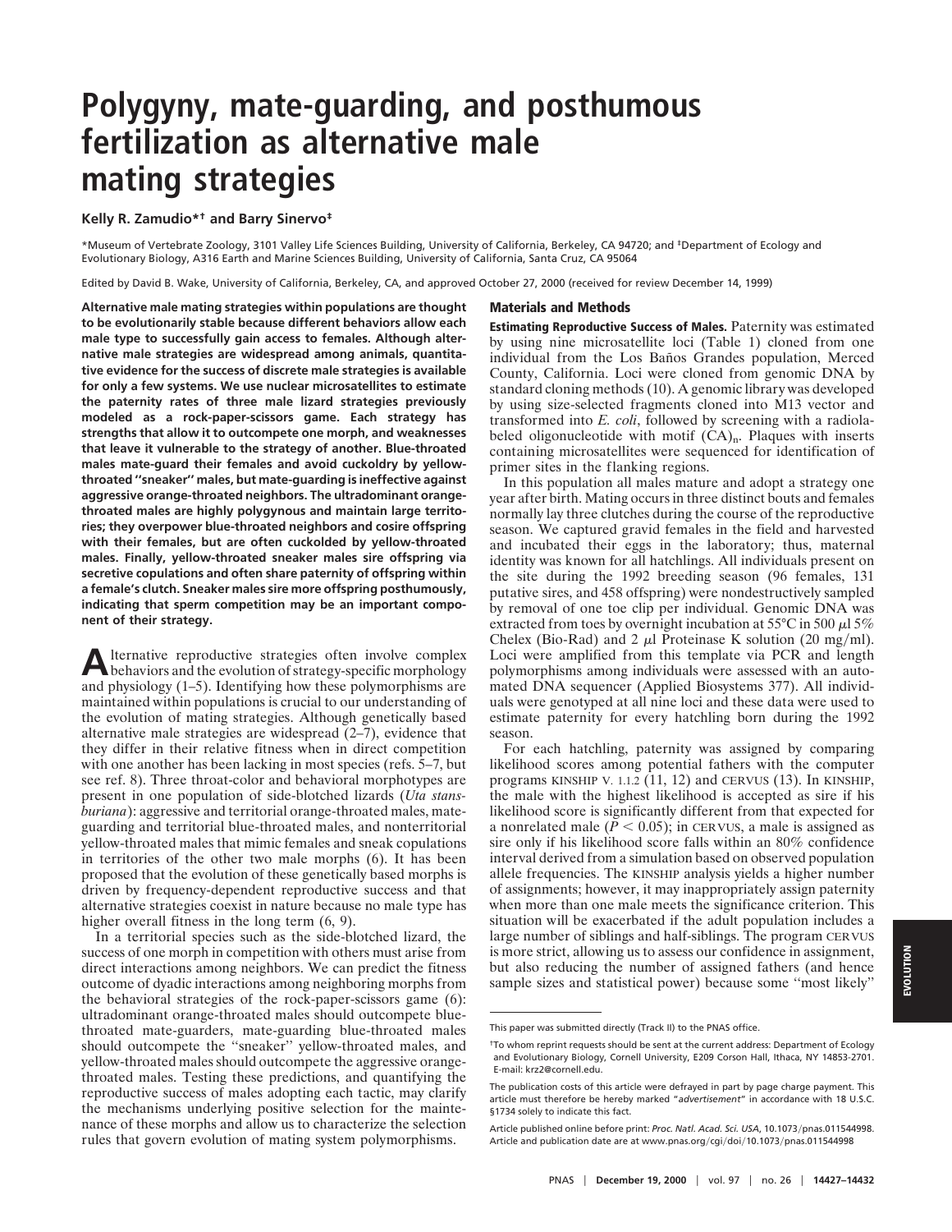# Polygyny, mate-guarding, and posthumous fertilization as alternative male mating strategies

**Kelly R. Zamudio*† and Barry Sinervo‡**

*Museum of Vertebrate Zoology, 3101 Valley Life Sciences Building, University of California, Berkeley, CA 94720; and ‡Department of Ecology and Evolutionary Biology, A316 Earth and Marine Sciences Building, University of California, Santa Cruz, CA 95064

Edited by David B. Wake, University of California, Berkeley, CA, and approved October 27, 2000 (received for review December 14, 1999)

**Alternative male mating strategies within populations are thought to be evolutionarily stable because different behaviors allow each male type to successfully gain access to females. Although alternative male strategies are widespread among animals, quantitative evidence for the success of discrete male strategies is available for only a few systems. We use nuclear microsatellites to estimate the paternity rates of three male lizard strategies previously modeled as a rock-paper-scissors game. Each strategy has strengths that allow it to outcompete one morph, and weaknesses that leave it vulnerable to the strategy of another. Blue-throated males mate-guard their females and avoid cuckoldry by yellow-throated "sneaker" males, but mate-guarding is ineffective against aggressive orange-throated neighbors. The ultradominant orange-throated males are highly polygynous and maintain large territories; they overpower blue-throated neighbors and cosire offspring with their females, but are often cuckolded by yellow-throated males. Finally, yellow-throated sneaker males sire offspring via secretive copulations and often share paternity of offspring within a female's clutch. Sneaker males sire more offspring posthumously, indicating that sperm competition may be an important component of their strategy.**

Alternative reproductive strategies often involve complex behaviors and the evolution of strategy-specific morphology and physiology (1–5). Identifying how these polymorphisms are maintained within populations is crucial to our understanding of the evolution of mating strategies. Although genetically based alternative male strategies are widespread (2–7), evidence that they differ in their relative fitness when in direct competition with one another has been lacking in most species (refs. 5–7, but see ref. 8). Three throat-color and behavioral morphotypes are present in one population of side-blotched lizards (*Uta stansburiana*): aggressive and territorial orange-throated males, mate-guarding and territorial blue-throated males, and nonterritorial yellow-throated males that mimic females and sneak copulations in territories of the other two male morphs (6). It has been proposed that the evolution of these genetically based morphs is driven by frequency-dependent reproductive success and that alternative strategies coexist in nature because no male type has higher overall fitness in the long term (6, 9).

In a territorial species such as the side-blotched lizard, the success of one morph in competition with others must arise from direct interactions among neighbors. We can predict the fitness outcome of dyadic interactions among neighboring morphs from the behavioral strategies of the rock-paper-scissors game (6): ultradominant orange-throated males should outcompete blue-throated mate-guarders, mate-guarding blue-throated males should outcompete the "sneaker" yellow-throated males, and yellow-throated males should outcompete the aggressive orange-throated males. Testing these predictions, and quantifying the reproductive success of males adopting each tactic, may clarify the mechanisms underlying positive selection for the maintenance of these morphs and allow us to characterize the selection rules that govern evolution of mating system polymorphisms.

## Materials and Methods

**Estimating Reproductive Success of Males.** Paternity was estimated by using nine microsatellite loci (Table 1) cloned from one individual from the Los Baños Grandes population, Merced County, California. Loci were cloned from genomic DNA by standard cloning methods (10). A genomic library was developed by using size-selected fragments cloned into M13 vector and transformed into *E. coli*, followed by screening with a radiolabeled oligonucleotide with motif $(CA)_n$. Plaques with inserts containing microsatellites were sequenced for identification of primer sites in the flanking regions.

In this population all males mature and adopt a strategy one year after birth. Mating occurs in three distinct bouts and females normally lay three clutches during the course of the reproductive season. We captured gravid females in the field and harvested and incubated their eggs in the laboratory; thus, maternal identity was known for all hatchlings. All individuals present on the site during the 1992 breeding season (96 females, 131 putative sires, and 458 offspring) were nondestructively sampled by removal of one toe clip per individual. Genomic DNA was extracted from toes by overnight incubation at 55°C in 500 μl 5% Chelex (Bio-Rad) and 2 μl Proteinase K solution (20 mg/ml). Loci were amplified from this template via PCR and length polymorphisms among individuals were assessed with an automated DNA sequencer (Applied Biosystems 377). All individuals were genotyped at all nine loci and these data were used to estimate paternity for every hatchling born during the 1992 season.

For each hatchling, paternity was assigned by comparing likelihood scores among potential fathers with the computer programs KINSHIP V. 1.1.2 (11, 12) and CERVUS (13). In KINSHIP, the male with the highest likelihood is accepted as sire if his likelihood score is significantly different from that expected for a nonrelated male ($P < 0.05$); in CERVUS, a male is assigned as sire only if his likelihood score falls within an 80% confidence interval derived from a simulation based on observed population allele frequencies. The KINSHIP analysis yields a higher number of assignments; however, it may inappropriately assign paternity when more than one male meets the significance criterion. This situation will be exacerbated if the adult population includes a large number of siblings and half-siblings. The program CERVUS is more strict, allowing us to assess our confidence in assignment, but also reducing the number of assigned fathers (and hence sample sizes and statistical power) because some "most likely"

This paper was submitted directly (Track II) to the PNAS office.

†To whom reprint requests should be sent at the current address: Department of Ecology and Evolutionary Biology, Cornell University, E209 Corson Hall, Ithaca, NY 14853-2701. E-mail: krz2@cornell.edu.

The publication costs of this article were defrayed in part by page charge payment. This article must therefore be hereby marked "*advertisement*" in accordance with 18 U.S.C. §1734 solely to indicate this fact.

Article published online before print: *Proc. Natl. Acad. Sci. USA*, 10.1073/pnas.011544998. Article and publication date are at www.pnas.org/cgi/doi/10.1073/pnas.011544998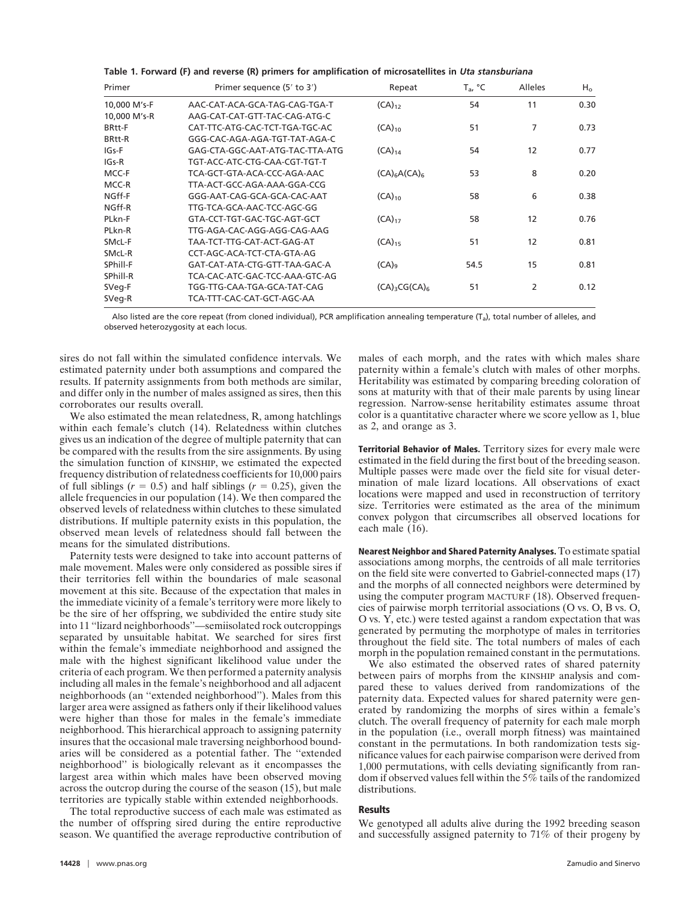**Table 1. Forward (F) and reverse (R) primers for amplification of microsatellites in *Uta stansburiana***

| Primer | Primer sequence (5′ to 3′) | Repeat | $T_a$, °C | Alleles | $H_o$ |
|---|---|---|---|---|---|
| 10,000 M's-F | AAC-CAT-ACA-GCA-TAG-CAG-TGA-T | $(CA)_{12}$ | 54 | 11 | 0.30 |
| 10,000 M's-R | AAG-CAT-CAT-GTT-TAC-CAG-ATG-C | | | | |
| BRtt-F | CAT-TTC-ATG-CAC-TCT-TGA-TGC-AC | $(CA)_{10}$ | 51 | 7 | 0.73 |
| BRtt-R | GGG-CAC-AGA-AGA-TGT-TAT-AGA-C | | | | |
| IGs-F | GAG-CTA-GGC-AAT-ATG-TAC-TTA-ATG | $(CA)_{14}$ | 54 | 12 | 0.77 |
| IGs-R | TGT-ACC-ATC-CTG-CAA-CGT-TGT-T | | | | |
| MCC-F | TCA-GCT-GTA-ACA-CCC-AGA-AAC | $(CA)_6A(CA)_6$ | 53 | 8 | 0.20 |
| MCC-R | TTA-ACT-GCC-AGA-AAA-GGA-CCG | | | | |
| NGff-F | GGG-AAT-CAG-GCA-GCA-CAC-AAT | $(CA)_{10}$ | 58 | 6 | 0.38 |
| NGff-R | TTG-TCA-GCA-AAC-TCC-AGC-GG | | | | |
| PLkn-F | GTA-CCT-TGT-GAC-TGC-AGT-GCT | $(CA)_{17}$ | 58 | 12 | 0.76 |
| PLkn-R | TTG-AGA-CAC-AGG-AGG-CAG-AAG | | | | |
| SMcL-F | TAA-TCT-TTG-CAT-ACT-GAG-AT | $(CA)_{15}$ | 51 | 12 | 0.81 |
| SMcL-R | CCT-AGC-ACA-TCT-CTA-GTA-AG | | | | |
| SPhill-F | GAT-CAT-ATA-CTG-GTT-TAA-GAC-A | $(CA)_9$ | 54.5 | 15 | 0.81 |
| SPhill-R | TCA-CAC-ATC-GAC-TCC-AAA-GTC-AG | | | | |
| SVeg-F | TGG-TTG-CAA-TGA-GCA-TAT-CAG | $(CA)_3CG(CA)_6$ | 51 | 2 | 0.12 |
| SVeg-R | TCA-TTT-CAC-CAT-GCT-AGC-AA | | | | |

Also listed are the core repeat (from cloned individual), PCR amplification annealing temperature ($T_a$), total number of alleles, and observed heterozygosity at each locus.

sires do not fall within the simulated confidence intervals. We estimated paternity under both assumptions and compared the results. If paternity assignments from both methods are similar, and differ only in the number of males assigned as sires, then this corroborates our results overall.

We also estimated the mean relatedness, R, among hatchlings within each female's clutch (14). Relatedness within clutches gives us an indication of the degree of multiple paternity that can be compared with the results from the sire assignments. By using the simulation function of KINSHIP, we estimated the expected frequency distribution of relatedness coefficients for 10,000 pairs of full siblings ($r = 0.5$) and half siblings ($r = 0.25$), given the allele frequencies in our population (14). We then compared the observed levels of relatedness within clutches to these simulated distributions. If multiple paternity exists in this population, the observed mean levels of relatedness should fall between the means for the simulated distributions.

Paternity tests were designed to take into account patterns of male movement. Males were only considered as possible sires if their territories fell within the boundaries of male seasonal movement at this site. Because of the expectation that males in the immediate vicinity of a female's territory were more likely to be the sire of her offspring, we subdivided the entire study site into 11 "lizard neighborhoods"—semiisolated rock outcroppings separated by unsuitable habitat. We searched for sires first within the female's immediate neighborhood and assigned the male with the highest significant likelihood value under the criteria of each program. We then performed a paternity analysis including all males in the female's neighborhood and all adjacent neighborhoods (an "extended neighborhood"). Males from this larger area were assigned as fathers only if their likelihood values were higher than those for males in the female's immediate neighborhood. This hierarchical approach to assigning paternity insures that the occasional male traversing neighborhood boundaries will be considered as a potential father. The "extended neighborhood" is biologically relevant as it encompasses the largest area within which males have been observed moving across the outcrop during the course of the season (15), but male territories are typically stable within extended neighborhoods.

The total reproductive success of each male was estimated as the number of offspring sired during the entire reproductive season. We quantified the average reproductive contribution of males of each morph, and the rates with which males share paternity within a female's clutch with males of other morphs. Heritability was estimated by comparing breeding coloration of sons at maturity with that of their male parents by using linear regression. Narrow-sense heritability estimates assume throat color is a quantitative character where we score yellow as 1, blue as 2, and orange as 3.

**Territorial Behavior of Males.** Territory sizes for every male were estimated in the field during the first bout of the breeding season. Multiple passes were made over the field site for visual determination of male lizard locations. All observations of exact locations were mapped and used in reconstruction of territory size. Territories were estimated as the area of the minimum convex polygon that circumscribes all observed locations for each male (16).

**Nearest Neighbor and Shared Paternity Analyses.** To estimate spatial associations among morphs, the centroids of all male territories on the field site were converted to Gabriel-connected maps (17) and the morphs of all connected neighbors were determined by using the computer program MACTURF (18). Observed frequencies of pairwise morph territorial associations (O vs. O, B vs. O, O vs. Y, etc.) were tested against a random expectation that was generated by permuting the morphotype of males in territories throughout the field site. The total numbers of males of each morph in the population remained constant in the permutations.

We also estimated the observed rates of shared paternity between pairs of morphs from the KINSHIP analysis and compared these to values derived from randomizations of the paternity data. Expected values for shared paternity were generated by randomizing the morphs of sires within a female's clutch. The overall frequency of paternity for each male morph in the population (i.e., overall morph fitness) was maintained constant in the permutations. In both randomization tests significance values for each pairwise comparison were derived from 1,000 permutations, with cells deviating significantly from random if observed values fell within the 5% tails of the randomized distributions.

## Results

We genotyped all adults alive during the 1992 breeding season and successfully assigned paternity to 71% of their progeny by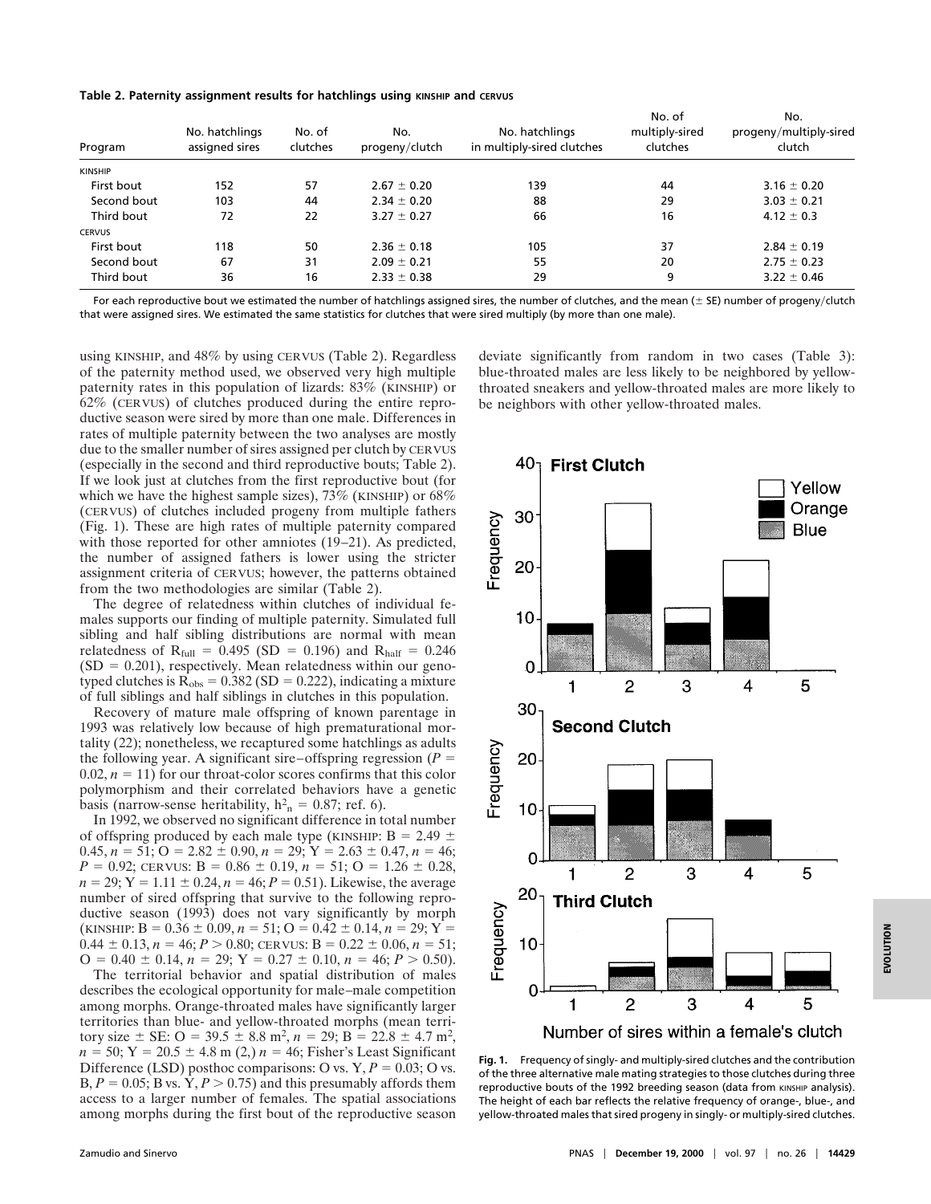**Table 2. Paternity assignment results for hatchlings using KINSHIP and CERVUS**

| Program | No. hatchlings assigned sires | No. of clutches | No. progeny/clutch | No. hatchlings in multiply-sired clutches | No. of multiply-sired clutches | No. progeny/multiply-sired clutch |
|---|---|---|---|---|---|---|
| KINSHIP | | | | | | |
| First bout | 152 | 57 | 2.67 ± 0.20 | 139 | 44 | 3.16 ± 0.20 |
| Second bout | 103 | 44 | 2.34 ± 0.20 | 88 | 29 | 3.03 ± 0.21 |
| Third bout | 72 | 22 | 3.27 ± 0.27 | 66 | 16 | 4.12 ± 0.3 |
| CERVUS | | | | | | |
| First bout | 118 | 50 | 2.36 ± 0.18 | 105 | 37 | 2.84 ± 0.19 |
| Second bout | 67 | 31 | 2.09 ± 0.21 | 55 | 20 | 2.75 ± 0.23 |
| Third bout | 36 | 16 | 2.33 ± 0.38 | 29 | 9 | 3.22 ± 0.46 |

For each reproductive bout we estimated the number of hatchlings assigned sires, the number of clutches, and the mean (± SE) number of progeny/clutch that were assigned sires. We estimated the same statistics for clutches that were sired multiply (by more than one male).

using KINSHIP, and 48% by using CERVUS (Table 2). Regardless of the paternity method used, we observed very high multiple paternity rates in this population of lizards: 83% (KINSHIP) or 62% (CERVUS) of clutches produced during the entire reproductive season were sired by more than one male. Differences in rates of multiple paternity between the two analyses are mostly due to the smaller number of sires assigned per clutch by CERVUS (especially in the second and third reproductive bouts; Table 2). If we look just at clutches from the first reproductive bout (for which we have the highest sample sizes), 73% (KINSHIP) or 68% (CERVUS) of clutches included progeny from multiple fathers (Fig. 1). These are high rates of multiple paternity compared with those reported for other amniotes (19–21). As predicted, the number of assigned fathers is lower using the stricter assignment criteria of CERVUS; however, the patterns obtained from the two methodologies are similar (Table 2).

The degree of relatedness within clutches of individual females supports our finding of multiple paternity. Simulated full sibling and half sibling distributions are normal with mean relatedness of $R_{full}$ = 0.495 (SD = 0.196) and $R_{half}$ = 0.246 (SD = 0.201), respectively. Mean relatedness within our genotyped clutches is $R_{obs}$ = 0.382 (SD = 0.222), indicating a mixture of full siblings and half siblings in clutches in this population.

Recovery of mature male offspring of known parentage in 1993 was relatively low because of high prematurational mortality (22); nonetheless, we recaptured some hatchlings as adults the following year. A significant sire–offspring regression ($P$ = 0.02, $n$ = 11) for our throat-color scores confirms that this color polymorphism and their correlated behaviors have a genetic basis (narrow-sense heritability, $h^2_n$ = 0.87; ref. 6).

In 1992, we observed no significant difference in total number of offspring produced by each male type (KINSHIP: B = 2.49 ± 0.45, $n$ = 51; O = 2.82 ± 0.90, $n$ = 29; Y = 2.63 ± 0.47, $n$ = 46; $P$ = 0.92; CERVUS: B = 0.86 ± 0.19, $n$ = 51; O = 1.26 ± 0.28, $n$ = 29; Y = 1.11 ± 0.24, $n$ = 46; $P$ = 0.51). Likewise, the average number of sired offspring that survive to the following reproductive season (1993) does not vary significantly by morph (KINSHIP: B = 0.36 ± 0.09, $n$ = 51; O = 0.42 ± 0.14, $n$ = 29; Y = 0.44 ± 0.13, $n$ = 46; $P > 0.80$; CERVUS: B = 0.22 ± 0.06, $n$ = 51; O = 0.40 ± 0.14, $n$ = 29; Y = 0.27 ± 0.10, $n$ = 46; $P > 0.50$).

The territorial behavior and spatial distribution of males describes the ecological opportunity for male–male competition among morphs. Orange-throated males have significantly larger territories than blue- and yellow-throated morphs (mean territory size ± SE: O = 39.5 ± 8.8 $m^2$, $n$ = 29; B = 22.8 ± 4.7 $m^2$, $n$ = 50; Y = 20.5 ± 4.8 m (2,) $n$ = 46; Fisher's Least Significant Difference (LSD) posthoc comparisons: O vs. Y, $P$ = 0.03; O vs. B, $P$ = 0.05; B vs. Y, $P > 0.75$) and this presumably affords them access to a larger number of females. The spatial associations among morphs during the first bout of the reproductive season deviate significantly from random in two cases (Table 3): blue-throated males are less likely to be neighbored by yellow-throated sneakers and yellow-throated males are more likely to be neighbors with other yellow-throated males.

**Fig. 1.** Frequency of singly- and multiply-sired clutches and the contribution of the three alternative male mating strategies to those clutches during three reproductive bouts of the 1992 breeding season (data from KINSHIP analysis). The height of each bar reflects the relative frequency of orange-, blue-, and yellow-throated males that sired progeny in singly- or multiply-sired clutches.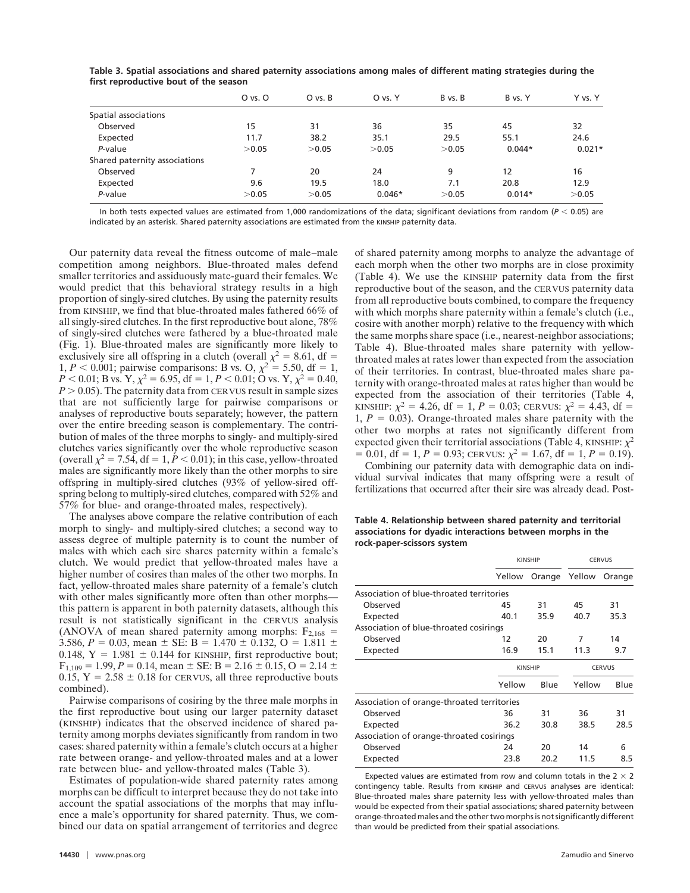**Table 3. Spatial associations and shared paternity associations among males of different mating strategies during the first reproductive bout of the season**

| | O vs. O | O vs. B | O vs. Y | B vs. B | B vs. Y | Y vs. Y |
|---|---|---|---|---|---|---|
| Spatial associations | | | | | | |
| Observed | 15 | 31 | 36 | 35 | 45 | 32 |
| Expected | 11.7 | 38.2 | 35.1 | 29.5 | 55.1 | 24.6 |
| *P*-value | >0.05 | >0.05 | >0.05 | >0.05 | 0.044* | 0.021* |
| Shared paternity associations | | | | | | |
| Observed | 7 | 20 | 24 | 9 | 12 | 16 |
| Expected | 9.6 | 19.5 | 18.0 | 7.1 | 20.8 | 12.9 |
| *P*-value | >0.05 | >0.05 | 0.046* | >0.05 | 0.014* | >0.05 |

In both tests expected values are estimated from 1,000 randomizations of the data; significant deviations from random ($P < 0.05$) are indicated by an asterisk. Shared paternity associations are estimated from the KINSHIP paternity data.

Our paternity data reveal the fitness outcome of male–male competition among neighbors. Blue-throated males defend smaller territories and assiduously mate-guard their females. We would predict that this behavioral strategy results in a high proportion of singly-sired clutches. By using the paternity results from KINSHIP, we find that blue-throated males fathered 66% of all singly-sired clutches. In the first reproductive bout alone, 78% of singly-sired clutches were fathered by a blue-throated male (Fig. 1). Blue-throated males are significantly more likely to exclusively sire all offspring in a clutch (overall $\chi^2 = 8.61$, df = 1, $P < 0.001$; pairwise comparisons: B vs. O, $\chi^2 = 5.50$, df = 1, $P < 0.01$; B vs. Y, $\chi^2 = 6.95$, df = 1, $P < 0.01$; O vs. Y, $\chi^2 = 0.40$, $P > 0.05$). The paternity data from CERVUS result in sample sizes that are not sufficiently large for pairwise comparisons or analyses of reproductive bouts separately; however, the pattern over the entire breeding season is complementary. The contribution of males of the three morphs to singly- and multiply-sired clutches varies significantly over the whole reproductive season (overall $\chi^2 = 7.54$, df = 1, $P < 0.01$); in this case, yellow-throated males are significantly more likely than the other morphs to sire offspring in multiply-sired clutches (93% of yellow-sired offspring belong to multiply-sired clutches, compared with 52% and 57% for blue- and orange-throated males, respectively).

The analyses above compare the relative contribution of each morph to singly- and multiply-sired clutches; a second way to assess degree of multiple paternity is to count the number of males with which each sire shares paternity within a female's clutch. We would predict that yellow-throated males have a higher number of cosires than males of the other two morphs. In fact, yellow-throated males share paternity of a female's clutch with other males significantly more often than other morphs—this pattern is apparent in both paternity datasets, although this result is not statistically significant in the CERVUS analysis (ANOVA of mean shared paternity among morphs: $F_{2,168} = 3.586$, $P = 0.03$, mean ± SE: B = 1.470 ± 0.132, O = 1.811 ± 0.148, Y = 1.981 ± 0.144 for KINSHIP, first reproductive bout; $F_{1,109} = 1.99$, $P = 0.14$, mean ± SE: B = 2.16 ± 0.15, O = 2.14 ± 0.15, Y = 2.58 ± 0.18 for CERVUS, all three reproductive bouts combined).

Pairwise comparisons of cosiring by the three male morphs in the first reproductive bout using our larger paternity dataset (KINSHIP) indicates that the observed incidence of shared paternity among morphs deviates significantly from random in two cases: shared paternity within a female's clutch occurs at a higher rate between orange- and yellow-throated males and at a lower rate between blue- and yellow-throated males (Table 3).

Estimates of population-wide shared paternity rates among morphs can be difficult to interpret because they do not take into account the spatial associations of the morphs that may influence a male's opportunity for shared paternity. Thus, we combined our data on spatial arrangement of territories and degree of shared paternity among morphs to analyze the advantage of each morph when the other two morphs are in close proximity (Table 4). We use the KINSHIP paternity data from the first reproductive bout of the season, and the CERVUS paternity data from all reproductive bouts combined, to compare the frequency with which morphs share paternity within a female's clutch (i.e., cosire with another morph) relative to the frequency with which the same morphs share space (i.e., nearest-neighbor associations; Table 4). Blue-throated males share paternity with yellow-throated males at rates lower than expected from the association of their territories. In contrast, blue-throated males share paternity with orange-throated males at rates higher than would be expected from the association of their territories (Table 4, KINSHIP: $\chi^2 = 4.26$, df = 1, $P = 0.03$; CERVUS: $\chi^2 = 4.43$, df = 1, $P = 0.03$). Orange-throated males share paternity with the other two morphs at rates not significantly different from expected given their territorial associations (Table 4, KINSHIP: $\chi^2 = 0.01$, df = 1, $P = 0.93$; CERVUS: $\chi^2 = 1.67$, df = 1, $P = 0.19$).

Combining our paternity data with demographic data on individual survival indicates that many offspring were a result of fertilizations that occurred after their sire was already dead. Post-

**Table 4. Relationship between shared paternity and territorial associations for dyadic interactions between morphs in the rock-paper-scissors system**

| | KINSHIP | | CERVUS | |
|---|---|---|---|---|
| | Yellow | Orange | Yellow | Orange |
| Association of blue-throated territories | | | | |
| Observed | 45 | 31 | 45 | 31 |
| Expected | 40.1 | 35.9 | 40.7 | 35.3 |
| Association of blue-throated cosirings | | | | |
| Observed | 12 | 20 | 7 | 14 |
| Expected | 16.9 | 15.1 | 11.3 | 9.7 |
| | **KINSHIP** | | **CERVUS** | |
| | Yellow | Blue | Yellow | Blue |
| Association of orange-throated territories | | | | |
| Observed | 36 | 31 | 36 | 31 |
| Expected | 36.2 | 30.8 | 38.5 | 28.5 |
| Association of orange-throated cosirings | | | | |
| Observed | 24 | 20 | 14 | 6 |
| Expected | 23.8 | 20.2 | 11.5 | 8.5 |

Expected values are estimated from row and column totals in the 2 × 2 contingency table. Results from KINSHIP and CERVUS analyses are identical: Blue-throated males share paternity less with yellow-throated males than would be expected from their spatial associations; shared paternity between orange-throated males and the other two morphs is not significantly different than would be predicted from their spatial associations.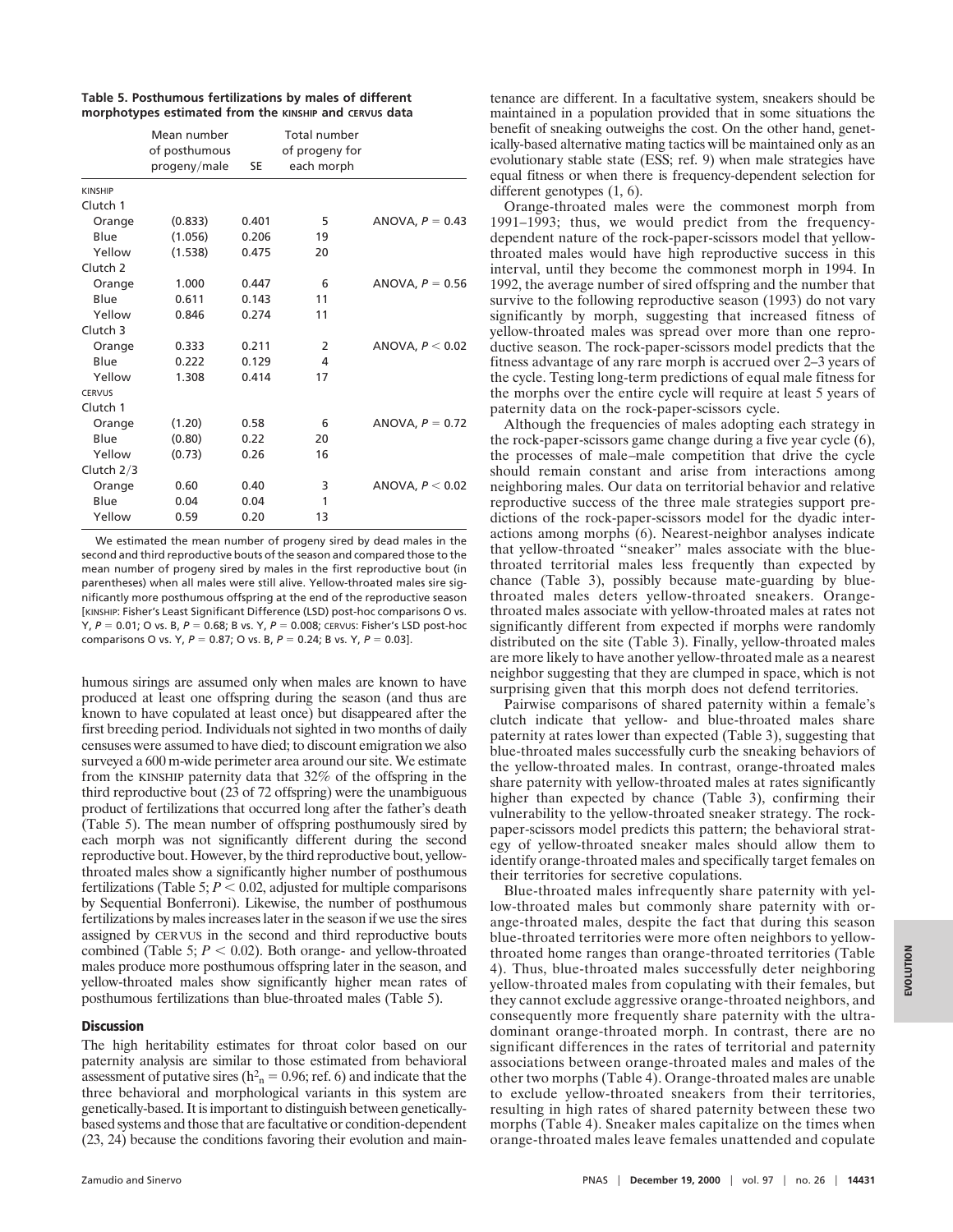**Table 5. Posthumous fertilizations by males of different morphotypes estimated from the KINSHIP and CERVUS data**

| | Mean number of posthumous progeny/male | SE | Total number of progeny for each morph | |
|---|---|---|---|---|
| KINSHIP | | | | |
| Clutch 1 | | | | |
| Orange | (0.833) | 0.401 | 5 | ANOVA, $P = 0.43$ |
| Blue | (1.056) | 0.206 | 19 | |
| Yellow | (1.538) | 0.475 | 20 | |
| Clutch 2 | | | | |
| Orange | 1.000 | 0.447 | 6 | ANOVA, $P = 0.56$ |
| Blue | 0.611 | 0.143 | 11 | |
| Yellow | 0.846 | 0.274 | 11 | |
| Clutch 3 | | | | |
| Orange | 0.333 | 0.211 | 2 | ANOVA, $P < 0.02$ |
| Blue | 0.222 | 0.129 | 4 | |
| Yellow | 1.308 | 0.414 | 17 | |
| CERVUS | | | | |
| Clutch 1 | | | | |
| Orange | (1.20) | 0.58 | 6 | ANOVA, $P = 0.72$ |
| Blue | (0.80) | 0.22 | 20 | |
| Yellow | (0.73) | 0.26 | 16 | |
| Clutch 2/3 | | | | |
| Orange | 0.60 | 0.40 | 3 | ANOVA, $P < 0.02$ |
| Blue | 0.04 | 0.04 | 1 | |
| Yellow | 0.59 | 0.20 | 13 | |

We estimated the mean number of progeny sired by dead males in the second and third reproductive bouts of the season and compared those to the mean number of progeny sired by males in the first reproductive bout (in parentheses) when all males were still alive. Yellow-throated males sire significantly more posthumous offspring at the end of the reproductive season [KINSHIP: Fisher's Least Significant Difference (LSD) post-hoc comparisons O vs. Y, $P = 0.01$; O vs. B, $P = 0.68$; B vs. Y, $P = 0.008$; CERVUS: Fisher's LSD post-hoc comparisons O vs. Y, $P = 0.87$; O vs. B, $P = 0.24$; B vs. Y, $P = 0.03$].

humous sirings are assumed only when males are known to have produced at least one offspring during the season (and thus are known to have copulated at least once) but disappeared after the first breeding period. Individuals not sighted in two months of daily censuses were assumed to have died; to discount emigration we also surveyed a 600 m-wide perimeter area around our site. We estimate from the KINSHIP paternity data that 32% of the offspring in the third reproductive bout (23 of 72 offspring) were the unambiguous product of fertilizations that occurred long after the father's death (Table 5). The mean number of offspring posthumously sired by each morph was not significantly different during the second reproductive bout. However, by the third reproductive bout, yellow-throated males show a significantly higher number of posthumous fertilizations (Table 5; $P < 0.02$, adjusted for multiple comparisons by Sequential Bonferroni). Likewise, the number of posthumous fertilizations by males increases later in the season if we use the sires assigned by CERVUS in the second and third reproductive bouts combined (Table 5; $P < 0.02$). Both orange- and yellow-throated males produce more posthumous offspring later in the season, and yellow-throated males show significantly higher mean rates of posthumous fertilizations than blue-throated males (Table 5).

## Discussion

The high heritability estimates for throat color based on our paternity analysis are similar to those estimated from behavioral assessment of putative sires ($h^2_n = 0.96$; ref. 6) and indicate that the three behavioral and morphological variants in this system are genetically-based. It is important to distinguish between genetically-based systems and those that are facultative or condition-dependent (23, 24) because the conditions favoring their evolution and maintenance are different. In a facultative system, sneakers should be maintained in a population provided that in some situations the benefit of sneaking outweighs the cost. On the other hand, genetically-based alternative mating tactics will be maintained only as an evolutionary stable state (ESS; ref. 9) when male strategies have equal fitness or when there is frequency-dependent selection for different genotypes (1, 6).

Orange-throated males were the commonest morph from 1991–1993; thus, we would predict from the frequency-dependent nature of the rock-paper-scissors model that yellow-throated males would have high reproductive success in this interval, until they become the commonest morph in 1994. In 1992, the average number of sired offspring and the number that survive to the following reproductive season (1993) do not vary significantly by morph, suggesting that increased fitness of yellow-throated males was spread over more than one reproductive season. The rock-paper-scissors model predicts that the fitness advantage of any rare morph is accrued over 2–3 years of the cycle. Testing long-term predictions of equal male fitness for the morphs over the entire cycle will require at least 5 years of paternity data on the rock-paper-scissors cycle.

Although the frequencies of males adopting each strategy in the rock-paper-scissors game change during a five year cycle (6), the processes of male–male competition that drive the cycle should remain constant and arise from interactions among neighboring males. Our data on territorial behavior and relative reproductive success of the three male strategies support predictions of the rock-paper-scissors model for the dyadic interactions among morphs (6). Nearest-neighbor analyses indicate that yellow-throated "sneaker" males associate with the blue-throated territorial males less frequently than expected by chance (Table 3), possibly because mate-guarding by blue-throated males deters yellow-throated sneakers. Orange-throated males associate with yellow-throated males at rates not significantly different from expected if morphs were randomly distributed on the site (Table 3). Finally, yellow-throated males are more likely to have another yellow-throated male as a nearest neighbor suggesting that they are clumped in space, which is not surprising given that this morph does not defend territories.

Pairwise comparisons of shared paternity within a female's clutch indicate that yellow- and blue-throated males share paternity at rates lower than expected (Table 3), suggesting that blue-throated males successfully curb the sneaking behaviors of the yellow-throated males. In contrast, orange-throated males share paternity with yellow-throated males at rates significantly higher than expected by chance (Table 3), confirming their vulnerability to the yellow-throated sneaker strategy. The rock-paper-scissors model predicts this pattern; the behavioral strategy of yellow-throated sneaker males should allow them to identify orange-throated males and specifically target females on their territories for secretive copulations.

Blue-throated males infrequently share paternity with yellow-throated males but commonly share paternity with orange-throated males, despite the fact that during this season blue-throated territories were more often neighbors to yellow-throated home ranges than orange-throated territories (Table 4). Thus, blue-throated males successfully deter neighboring yellow-throated males from copulating with their females, but they cannot exclude aggressive orange-throated neighbors, and consequently more frequently share paternity with the ultra-dominant orange-throated morph. In contrast, there are no significant differences in the rates of territorial and paternity associations between orange-throated males and males of the other two morphs (Table 4). Orange-throated males are unable to exclude yellow-throated sneakers from their territories, resulting in high rates of shared paternity between these two morphs (Table 4). Sneaker males capitalize on the times when orange-throated males leave females unattended and copulate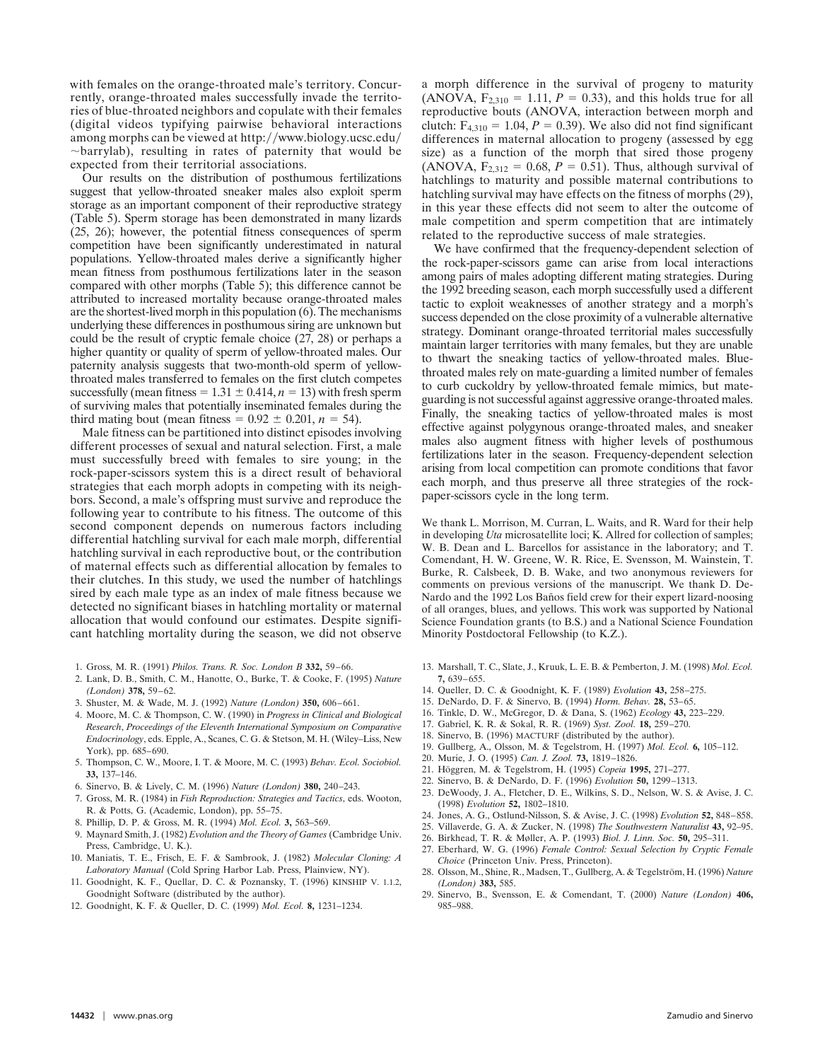with females on the orange-throated male's territory. Concurrently, orange-throated males successfully invade the territories of blue-throated neighbors and copulate with their females (digital videos typifying pairwise behavioral interactions among morphs can be viewed at http://www.biology.ucsc.edu/~barrylab), resulting in rates of paternity that would be expected from their territorial associations.

Our results on the distribution of posthumous fertilizations suggest that yellow-throated sneaker males also exploit sperm storage as an important component of their reproductive strategy (Table 5). Sperm storage has been demonstrated in many lizards (25, 26); however, the potential fitness consequences of sperm competition have been significantly underestimated in natural populations. Yellow-throated males derive a significantly higher mean fitness from posthumous fertilizations later in the season compared with other morphs (Table 5); this difference cannot be attributed to increased mortality because orange-throated males are the shortest-lived morph in this population (6). The mechanisms underlying these differences in posthumous siring are unknown but could be the result of cryptic female choice (27, 28) or perhaps a higher quantity or quality of sperm of yellow-throated males. Our paternity analysis suggests that two-month-old sperm of yellow-throated males transferred to females on the first clutch competes successfully (mean fitness = $1.31 \pm 0.414$, $n = 13$) with fresh sperm of surviving males that potentially inseminated females during the third mating bout (mean fitness = $0.92 \pm 0.201$, $n = 54$).

Male fitness can be partitioned into distinct episodes involving different processes of sexual and natural selection. First, a male must successfully breed with females to sire young; in the rock-paper-scissors system this is a direct result of behavioral strategies that each morph adopts in competing with its neighbors. Second, a male's offspring must survive and reproduce the following year to contribute to his fitness. The outcome of this second component depends on numerous factors including differential hatchling survival for each male morph, differential hatchling survival in each reproductive bout, or the contribution of maternal effects such as differential allocation by females to their clutches. In this study, we used the number of hatchlings sired by each male type as an index of male fitness because we detected no significant biases in hatchling mortality or maternal allocation that would confound our estimates. Despite significant hatchling mortality during the season, we did not observe a morph difference in the survival of progeny to maturity (ANOVA, $F_{2,310} = 1.11$, $P = 0.33$), and this holds true for all reproductive bouts (ANOVA, interaction between morph and clutch: $F_{4,310} = 1.04$, $P = 0.39$). We also did not find significant differences in maternal allocation to progeny (assessed by egg size) as a function of the morph that sired those progeny (ANOVA, $F_{2,312} = 0.68$, $P = 0.51$). Thus, although survival of hatchlings to maturity and possible maternal contributions to hatchling survival may have effects on the fitness of morphs (29), in this year these effects did not seem to alter the outcome of male competition and sperm competition that are intimately related to the reproductive success of male strategies.

We have confirmed that the frequency-dependent selection of the rock-paper-scissors game can arise from local interactions among pairs of males adopting different mating strategies. During the 1992 breeding season, each morph successfully used a different tactic to exploit weaknesses of another strategy and a morph's success depended on the close proximity of a vulnerable alternative strategy. Dominant orange-throated territorial males successfully maintain larger territories with many females, but they are unable to thwart the sneaking tactics of yellow-throated males. Blue-throated males rely on mate-guarding a limited number of females to curb cuckoldry by yellow-throated female mimics, but mate-guarding is not successful against aggressive orange-throated males. Finally, the sneaking tactics of yellow-throated males is most effective against polygynous orange-throated males, and sneaker males also augment fitness with higher levels of posthumous fertilizations later in the season. Frequency-dependent selection arising from local competition can promote conditions that favor each morph, and thus preserve all three strategies of the rock-paper-scissors cycle in the long term.

We thank L. Morrison, M. Curran, L. Waits, and R. Ward for their help in developing *Uta* microsatellite loci; K. Allred for collection of samples; W. B. Dean and L. Barcellos for assistance in the laboratory; and T. Comendant, H. W. Greene, W. R. Rice, E. Svensson, M. Wainstein, T. Burke, R. Calsbeek, D. B. Wake, and two anonymous reviewers for comments on previous versions of the manuscript. We thank D. DeNardo and the 1992 Los Baños field crew for their expert lizard-noosing of all oranges, blues, and yellows. This work was supported by National Science Foundation grants (to B.S.) and a National Science Foundation Minority Postdoctoral Fellowship (to K.Z.).

1. Gross, M. R. (1991) *Philos. Trans. R. Soc. London B* **332,** 59–66.
2. Lank, D. B., Smith, C. M., Hanotte, O., Burke, T. & Cooke, F. (1995) *Nature (London)* **378,** 59–62.
3. Shuster, M. & Wade, M. J. (1992) *Nature (London)* **350,** 606–661.
4. Moore, M. C. & Thompson, C. W. (1990) in *Progress in Clinical and Biological Research, Proceedings of the Eleventh International Symposium on Comparative Endocrinology*, eds. Epple, A., Scanes, C. G. & Stetson, M. H. (Wiley–Liss, New York), pp. 685–690.
5. Thompson, C. W., Moore, I. T. & Moore, M. C. (1993) *Behav. Ecol. Sociobiol.* **33,** 137–146.
6. Sinervo, B. & Lively, C. M. (1996) *Nature (London)* **380,** 240–243.
7. Gross, M. R. (1984) in *Fish Reproduction: Strategies and Tactics*, eds. Wooton, R. & Potts, G. (Academic, London), pp. 55–75.
8. Phillip, D. P. & Gross, M. R. (1994) *Mol. Ecol.* **3,** 563–569.
9. Maynard Smith, J. (1982) *Evolution and the Theory of Games* (Cambridge Univ. Press, Cambridge, U. K.).
10. Maniatis, T. E., Frisch, E. F. & Sambrook, J. (1982) *Molecular Cloning: A Laboratory Manual* (Cold Spring Harbor Lab. Press, Plainview, NY).
11. Goodnight, K. F., Quellar, D. C. & Poznansky, T. (1996) KINSHIP V. 1.1.2, Goodnight Software (distributed by the author).
12. Goodnight, K. F. & Queller, D. C. (1999) *Mol. Ecol.* **8,** 1231–1234.
13. Marshall, T. C., Slate, J., Kruuk, L. E. B. & Pemberton, J. M. (1998) *Mol. Ecol.* **7,** 639–655.
14. Queller, D. C. & Goodnight, K. F. (1989) *Evolution* **43,** 258–275.
15. DeNardo, D. F. & Sinervo, B. (1994) *Horm. Behav.* **28,** 53–65.
16. Tinkle, D. W., McGregor, D. & Dana, S. (1962) *Ecology* **43,** 223–229.
17. Gabriel, K. R. & Sokal, R. R. (1969) *Syst. Zool.* **18,** 259–270.
18. Sinervo, B. (1996) MACTURF (distributed by the author).
19. Gullberg, A., Olsson, M. & Tegelstrom, H. (1997) *Mol. Ecol.* **6,** 105–112.
20. Murie, J. O. (1995) *Can. J. Zool.* **73,** 1819–1826.
21. Höggren, M. & Tegelstrom, H. (1995) *Copeia* **1995,** 271–277.
22. Sinervo, B. & DeNardo, D. F. (1996) *Evolution* **50,** 1299–1313.
23. DeWoody, J. A., Fletcher, D. E., Wilkins, S. D., Nelson, W. S. & Avise, J. C. (1998) *Evolution* **52,** 1802–1810.
24. Jones, A. G., Ostlund-Nilsson, S. & Avise, J. C. (1998) *Evolution* **52,** 848–858.
25. Villaverde, G. A. & Zucker, N. (1998) *The Southwestern Naturalist* **43,** 92–95.
26. Birkhead, T. R. & Møller, A. P. (1993) *Biol. J. Linn. Soc.* **50,** 295–311.
27. Eberhard, W. G. (1996) *Female Control: Sexual Selection by Cryptic Female Choice* (Princeton Univ. Press, Princeton).
28. Olsson, M., Shine, R., Madsen, T., Gullberg, A. & Tegelström, H. (1996) *Nature (London)* **383,** 585.
29. Sinervo, B., Svensson, E. & Comendant, T. (2000) *Nature (London)* **406,** 985–988.